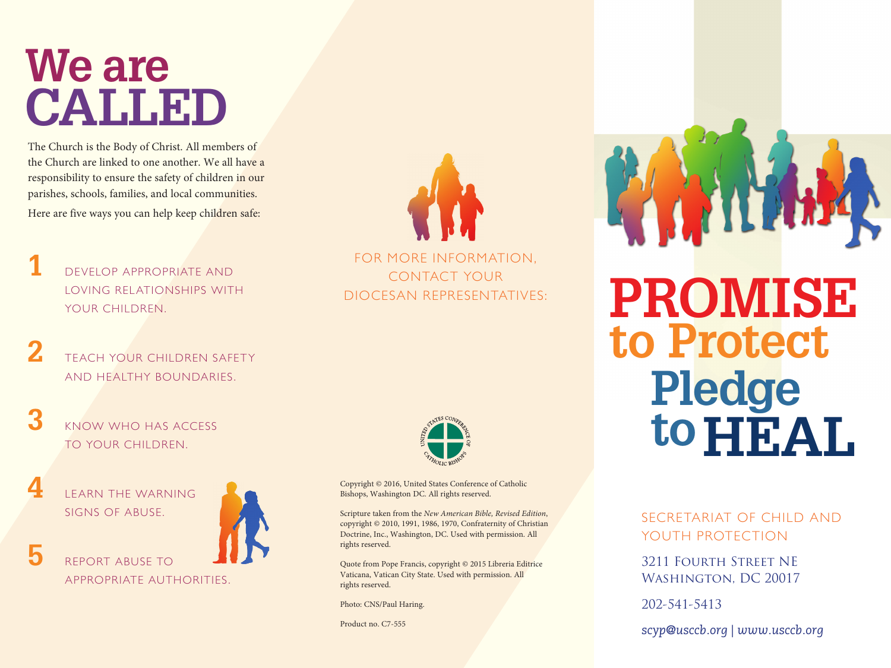# We are CALLED

The Church is the Body of Christ. All members of the Church are linked to one another. We all have a responsibility to ensure the safety of children in our parishes, schools, families, and local communities.

Here are five ways you can help keep children safe:

1. DEVELOP APPROPRIATE AND LOVING RELATIONSHIPS WITH YOUR CHILDREN.
2. TEACH YOUR CHILDREN SAFETY AND HEALTHY BOUNDARIES.
3. KNOW WHO HAS ACCESS TO YOUR CHILDREN.
4. LEARN THE WARNING SIGNS OF ABUSE.
5. REPORT ABUSE TO APPROPRIATE AUTHORITIES.

FOR MORE INFORMATION, CONTACT YOUR DIOCESAN REPRESENTATIVES:

UNITED STATES CONFERENCE OF CATHOLIC BISHOPS

Copyright © 2016, United States Conference of Catholic Bishops, Washington DC. All rights reserved.

Scripture taken from the *New American Bible, Revised Edition*, copyright © 2010, 1991, 1986, 1970, Confraternity of Christian Doctrine, Inc., Washington, DC. Used with permission. All rights reserved.

Quote from Pope Francis, copyright © 2015 Libreria Editrice Vaticana, Vatican City State. Used with permission. All rights reserved.

Photo: CNS/Paul Haring.

Product no. C7-555

# PROMISE to Protect Pledge to HEAL

SECRETARIAT OF CHILD AND YOUTH PROTECTION

3211 Fourth Street NE
Washington, DC 20017

202-541-5413

*scyp@usccb.org | www.usccb.org*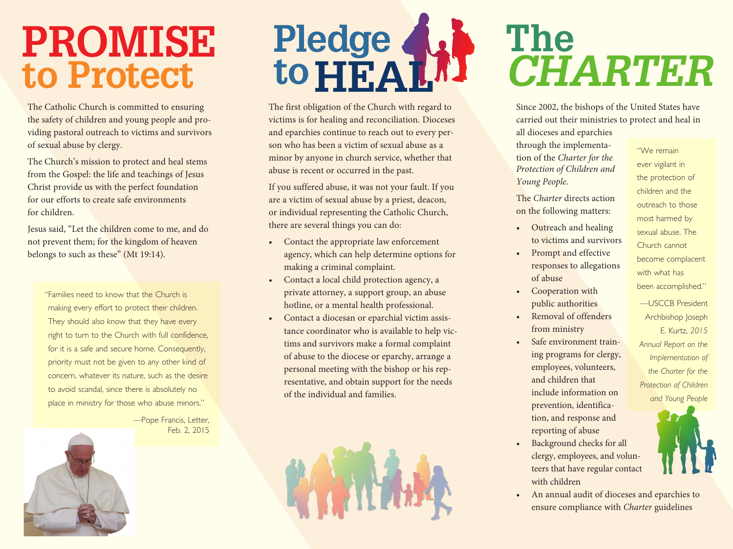# PROMISE to Protect

The Catholic Church is committed to ensuring the safety of children and young people and providing pastoral outreach to victims and survivors of sexual abuse by clergy.

The Church's mission to protect and heal stems from the Gospel: the life and teachings of Jesus Christ provide us with the perfect foundation for our efforts to create safe environments for children.

Jesus said, "Let the children come to me, and do not prevent them; for the kingdom of heaven belongs to such as these" (Mt 19:14).

> "Families need to know that the Church is making every effort to protect their children. They should also know that they have every right to turn to the Church with full confidence, for it is a safe and secure home. Consequently, priority must not be given to any other kind of concern, whatever its nature, such as the desire to avoid scandal, since there is absolutely no place in ministry for those who abuse minors."
>
> —Pope Francis, Letter, Feb. 2, 2015

# Pledge to HEAL

The first obligation of the Church with regard to victims is for healing and reconciliation. Dioceses and eparchies continue to reach out to every person who has been a victim of sexual abuse as a minor by anyone in church service, whether that abuse is recent or occurred in the past.

If you suffered abuse, it was not your fault. If you are a victim of sexual abuse by a priest, deacon, or individual representing the Catholic Church, there are several things you can do:

- Contact the appropriate law enforcement agency, which can help determine options for making a criminal complaint.
- Contact a local child protection agency, a private attorney, a support group, an abuse hotline, or a mental health professional.
- Contact a diocesan or eparchial victim assistance coordinator who is available to help victims and survivors make a formal complaint of abuse to the diocese or eparchy, arrange a personal meeting with the bishop or his representative, and obtain support for the needs of the individual and families.

# The *CHARTER*

Since 2002, the bishops of the United States have carried out their ministries to protect and heal in all dioceses and eparchies through the implementation of the *Charter for the Protection of Children and Young People*.

The *Charter* directs action on the following matters:

- Outreach and healing to victims and survivors
- Prompt and effective responses to allegations of abuse
- Cooperation with public authorities
- Removal of offenders from ministry
- Safe environment training programs for clergy, employees, volunteers, and children that include information on prevention, identification, and response and reporting of abuse
- Background checks for all clergy, employees, and volunteers that have regular contact with children
- An annual audit of dioceses and eparchies to ensure compliance with *Charter* guidelines

> "We remain ever vigilant in the protection of children and the outreach to those most harmed by sexual abuse. The Church cannot become complacent with what has been accomplished."
>
> —USCCB President Archbishop Joseph E. Kurtz, *2015 Annual Report on the Implementation of the Charter for the Protection of Children and Young People*